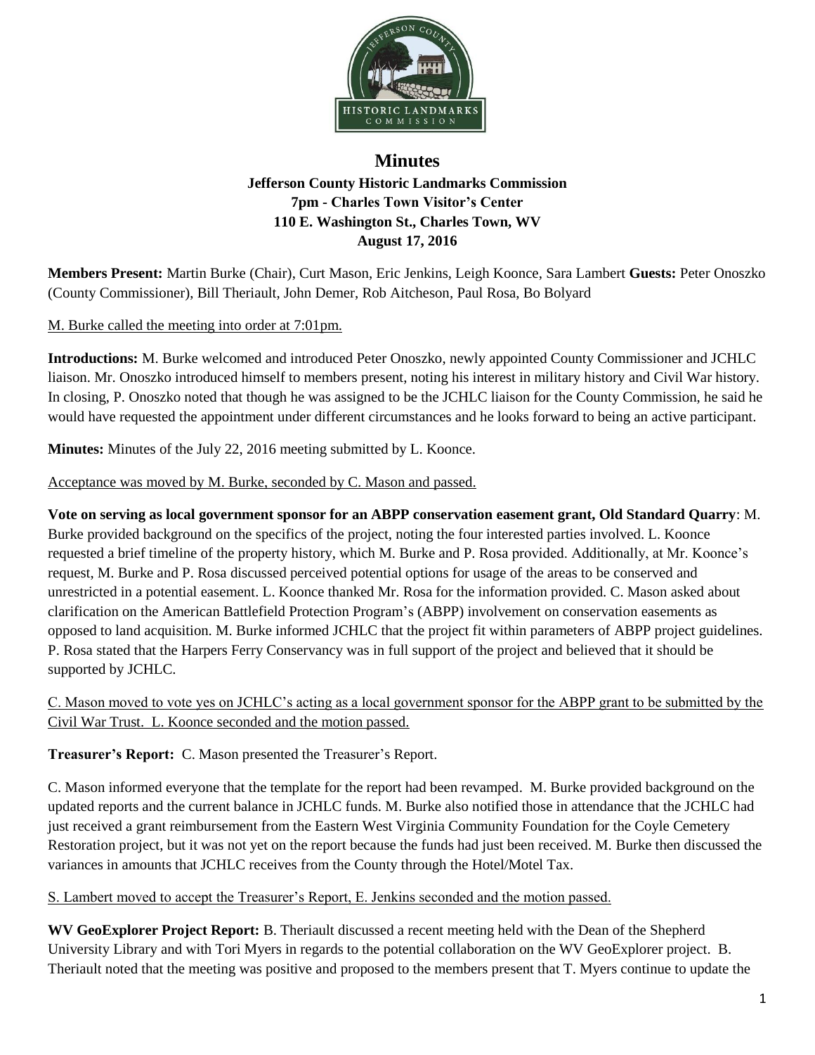# Minutes

**Jefferson County Historic Landmarks Commission**
**7pm - Charles Town Visitor's Center**
**110 E. Washington St., Charles Town, WV**
**August 17, 2016**

**Members Present:** Martin Burke (Chair), Curt Mason, Eric Jenkins, Leigh Koonce, Sara Lambert **Guests:** Peter Onoszko (County Commissioner), Bill Theriault, John Demer, Rob Aitcheson, Paul Rosa, Bo Bolyard

M. Burke called the meeting into order at 7:01pm.

**Introductions:** M. Burke welcomed and introduced Peter Onoszko, newly appointed County Commissioner and JCHLC liaison. Mr. Onoszko introduced himself to members present, noting his interest in military history and Civil War history. In closing, P. Onoszko noted that though he was assigned to be the JCHLC liaison for the County Commission, he said he would have requested the appointment under different circumstances and he looks forward to being an active participant.

**Minutes:** Minutes of the July 22, 2016 meeting submitted by L. Koonce.

Acceptance was moved by M. Burke, seconded by C. Mason and passed.

**Vote on serving as local government sponsor for an ABPP conservation easement grant, Old Standard Quarry**: M. Burke provided background on the specifics of the project, noting the four interested parties involved. L. Koonce requested a brief timeline of the property history, which M. Burke and P. Rosa provided. Additionally, at Mr. Koonce's request, M. Burke and P. Rosa discussed perceived potential options for usage of the areas to be conserved and unrestricted in a potential easement. L. Koonce thanked Mr. Rosa for the information provided. C. Mason asked about clarification on the American Battlefield Protection Program's (ABPP) involvement on conservation easements as opposed to land acquisition. M. Burke informed JCHLC that the project fit within parameters of ABPP project guidelines. P. Rosa stated that the Harpers Ferry Conservancy was in full support of the project and believed that it should be supported by JCHLC.

C. Mason moved to vote yes on JCHLC's acting as a local government sponsor for the ABPP grant to be submitted by the Civil War Trust. L. Koonce seconded and the motion passed.

**Treasurer's Report:** C. Mason presented the Treasurer's Report.

C. Mason informed everyone that the template for the report had been revamped. M. Burke provided background on the updated reports and the current balance in JCHLC funds. M. Burke also notified those in attendance that the JCHLC had just received a grant reimbursement from the Eastern West Virginia Community Foundation for the Coyle Cemetery Restoration project, but it was not yet on the report because the funds had just been received. M. Burke then discussed the variances in amounts that JCHLC receives from the County through the Hotel/Motel Tax.

S. Lambert moved to accept the Treasurer's Report, E. Jenkins seconded and the motion passed.

**WV GeoExplorer Project Report:** B. Theriault discussed a recent meeting held with the Dean of the Shepherd University Library and with Tori Myers in regards to the potential collaboration on the WV GeoExplorer project. B. Theriault noted that the meeting was positive and proposed to the members present that T. Myers continue to update the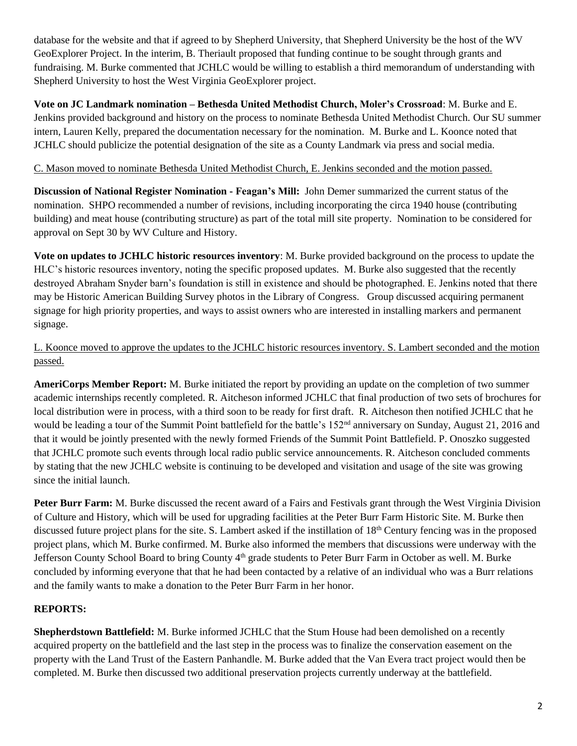database for the website and that if agreed to by Shepherd University, that Shepherd University be the host of the WV GeoExplorer Project. In the interim, B. Theriault proposed that funding continue to be sought through grants and fundraising. M. Burke commented that JCHLC would be willing to establish a third memorandum of understanding with Shepherd University to host the West Virginia GeoExplorer project.

**Vote on JC Landmark nomination – Bethesda United Methodist Church, Moler's Crossroad**: M. Burke and E. Jenkins provided background and history on the process to nominate Bethesda United Methodist Church. Our SU summer intern, Lauren Kelly, prepared the documentation necessary for the nomination. M. Burke and L. Koonce noted that JCHLC should publicize the potential designation of the site as a County Landmark via press and social media.

<u>C. Mason moved to nominate Bethesda United Methodist Church, E. Jenkins seconded and the motion passed.</u>

**Discussion of National Register Nomination - Feagan's Mill:** John Demer summarized the current status of the nomination. SHPO recommended a number of revisions, including incorporating the circa 1940 house (contributing building) and meat house (contributing structure) as part of the total mill site property. Nomination to be considered for approval on Sept 30 by WV Culture and History.

**Vote on updates to JCHLC historic resources inventory**: M. Burke provided background on the process to update the HLC's historic resources inventory, noting the specific proposed updates. M. Burke also suggested that the recently destroyed Abraham Snyder barn's foundation is still in existence and should be photographed. E. Jenkins noted that there may be Historic American Building Survey photos in the Library of Congress. Group discussed acquiring permanent signage for high priority properties, and ways to assist owners who are interested in installing markers and permanent signage.

<u>L. Koonce moved to approve the updates to the JCHLC historic resources inventory. S. Lambert seconded and the motion passed.</u>

**AmeriCorps Member Report:** M. Burke initiated the report by providing an update on the completion of two summer academic internships recently completed. R. Aitcheson informed JCHLC that final production of two sets of brochures for local distribution were in process, with a third soon to be ready for first draft. R. Aitcheson then notified JCHLC that he would be leading a tour of the Summit Point battlefield for the battle's 152nd anniversary on Sunday, August 21, 2016 and that it would be jointly presented with the newly formed Friends of the Summit Point Battlefield. P. Onoszko suggested that JCHLC promote such events through local radio public service announcements. R. Aitcheson concluded comments by stating that the new JCHLC website is continuing to be developed and visitation and usage of the site was growing since the initial launch.

**Peter Burr Farm:** M. Burke discussed the recent award of a Fairs and Festivals grant through the West Virginia Division of Culture and History, which will be used for upgrading facilities at the Peter Burr Farm Historic Site. M. Burke then discussed future project plans for the site. S. Lambert asked if the instillation of 18th Century fencing was in the proposed project plans, which M. Burke confirmed. M. Burke also informed the members that discussions were underway with the Jefferson County School Board to bring County 4th grade students to Peter Burr Farm in October as well. M. Burke concluded by informing everyone that that he had been contacted by a relative of an individual who was a Burr relations and the family wants to make a donation to the Peter Burr Farm in her honor.

**REPORTS:**

**Shepherdstown Battlefield:** M. Burke informed JCHLC that the Stum House had been demolished on a recently acquired property on the battlefield and the last step in the process was to finalize the conservation easement on the property with the Land Trust of the Eastern Panhandle. M. Burke added that the Van Evera tract project would then be completed. M. Burke then discussed two additional preservation projects currently underway at the battlefield.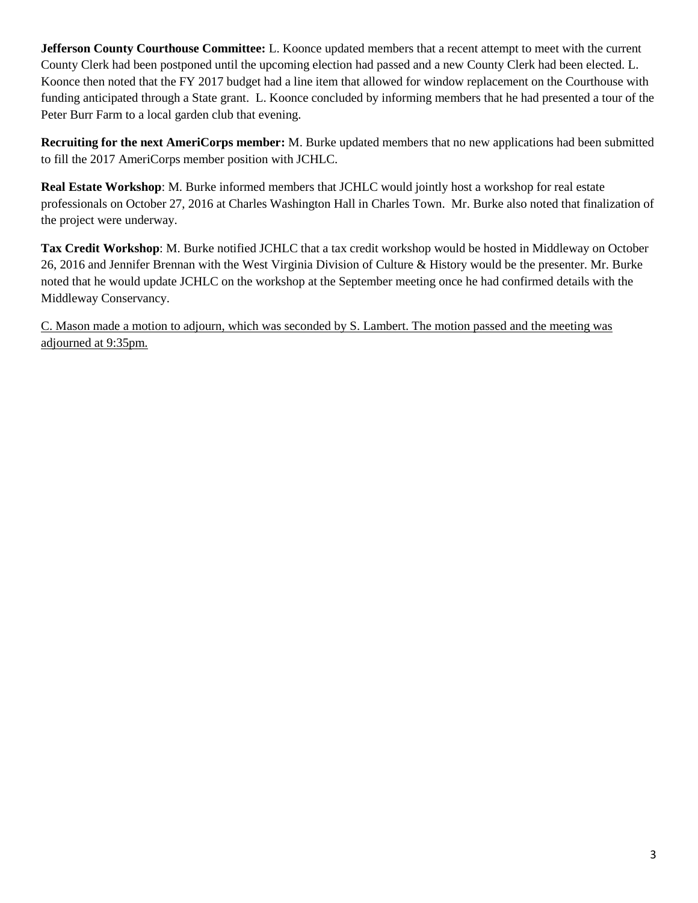**Jefferson County Courthouse Committee:** L. Koonce updated members that a recent attempt to meet with the current County Clerk had been postponed until the upcoming election had passed and a new County Clerk had been elected. L. Koonce then noted that the FY 2017 budget had a line item that allowed for window replacement on the Courthouse with funding anticipated through a State grant. L. Koonce concluded by informing members that he had presented a tour of the Peter Burr Farm to a local garden club that evening.

**Recruiting for the next AmeriCorps member:** M. Burke updated members that no new applications had been submitted to fill the 2017 AmeriCorps member position with JCHLC.

**Real Estate Workshop**: M. Burke informed members that JCHLC would jointly host a workshop for real estate professionals on October 27, 2016 at Charles Washington Hall in Charles Town. Mr. Burke also noted that finalization of the project were underway.

**Tax Credit Workshop**: M. Burke notified JCHLC that a tax credit workshop would be hosted in Middleway on October 26, 2016 and Jennifer Brennan with the West Virginia Division of Culture & History would be the presenter. Mr. Burke noted that he would update JCHLC on the workshop at the September meeting once he had confirmed details with the Middleway Conservancy.

<u>C. Mason made a motion to adjourn, which was seconded by S. Lambert. The motion passed and the meeting was adjourned at 9:35pm.</u>